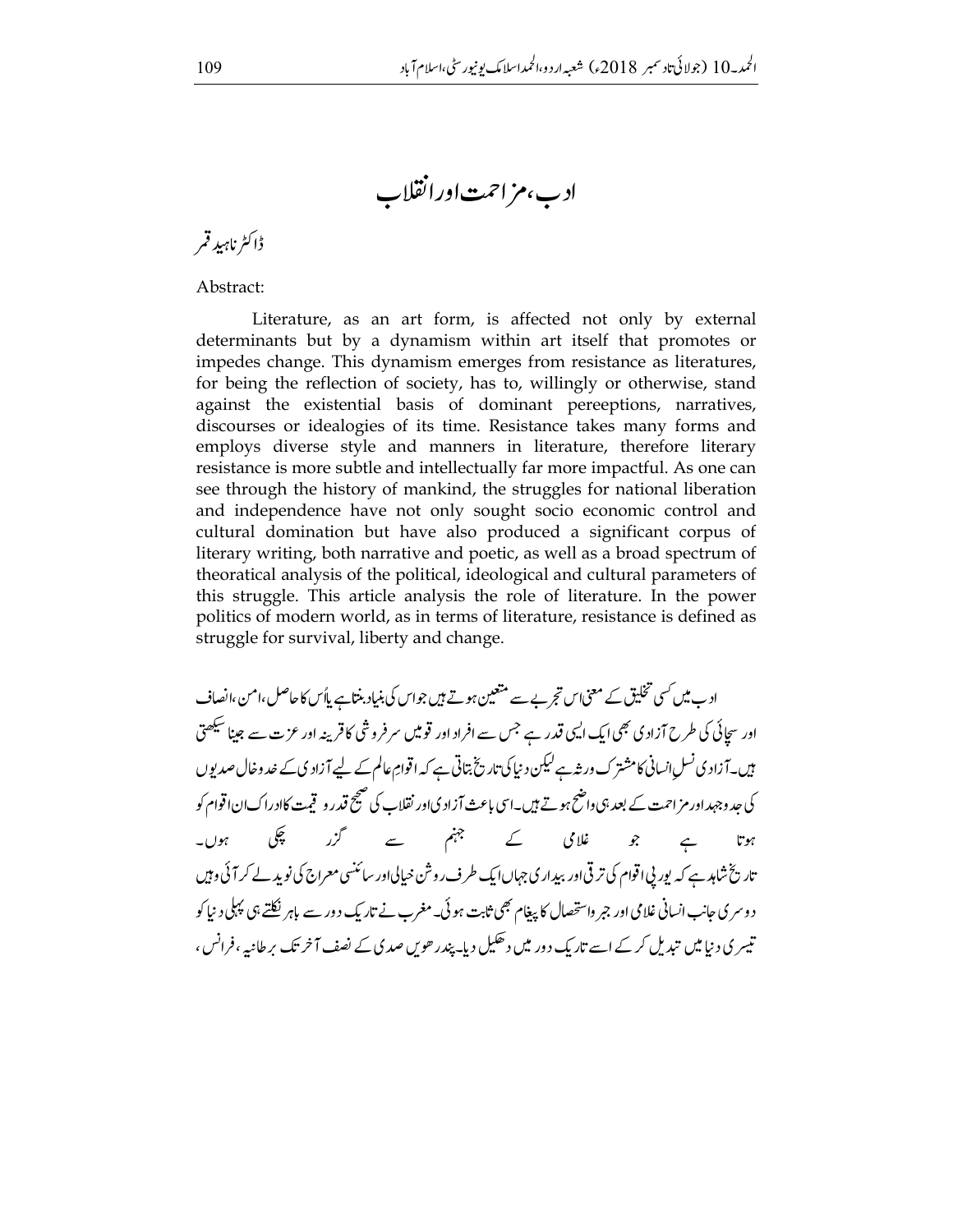# ادب، مزاحمت اور انقلاب

ڈاکٹر ناہید قمر

Abstract:

Literature, as an art form, is affected not only by external determinants but by a dynamism within art itself that promotes or impedes change. This dynamism emerges from resistance as literatures, for being the reflection of society, has to, willingly or otherwise, stand against the existential basis of dominant pereeptions, narratives, discourses or idealogies of its time. Resistance takes many forms and employs diverse style and manners in literature, therefore literary resistance is more subtle and intellectually far more impactful. As one can see through the history of mankind, the struggles for national liberation and independence have not only sought socio economic control and cultural domination but have also produced a significant corpus of literary writing, both narrative and poetic, as well as a broad spectrum of theoratical analysis of the political, ideological and cultural parameters of this struggle. This article analysis the role of literature. In the power politics of modern world, as in terms of literature, resistance is defined as struggle for survival, liberty and change.

ادب میں کسی تخلیق کے معنی اس تجربے سے متعین ہوتے ہیں جو اس کی بنیاد بنتا ہے یا اُس کا حاصل، امن، انصاف اور سچائی کی طرح آزادی بھی ایک ایسی قدر ہے جس سے افراد اور قومیں سرفروشی کا قرینہ اور عزت سے جینا سیکھتی ہیں۔ آزادی نسلِ انسانی کا مشترک ورثہ ہے لیکن دنیا کی تاریخ بتاتی ہے کہ اقوامِ عالم کے لیے آزادی کے خد و خال صدیوں کی جد وجہد اور مزاحمت کے بعد ہی واضح ہوتے ہیں۔ اسی باعث آزادی اور انقلاب کی صحیح قدر و قیمت کا ادراک ان اقوام کو ہوتا ہے جو غلامی کے جہنم سے گزر چکی ہوں۔

تاریخ شاہد ہے کہ یورپی اقوام کی ترقی اور بیداری جہاں ایک طرف روشن خیالی اور سائنسی معراج کی نوید لے کر آئی وہیں دوسری جانب انسانی غلامی اور جبر واستحصال کا پیغام بھی ثابت ہوئی۔ مغرب نے تاریک دور سے باہر نکلتے ہی پہلی دنیا کو تیسری دنیا میں تبدیل کر کے اسے تاریک دور میں دھکیل دیا۔ پندرھویں صدی کے نصف آخر تک برطانیہ، فرانس،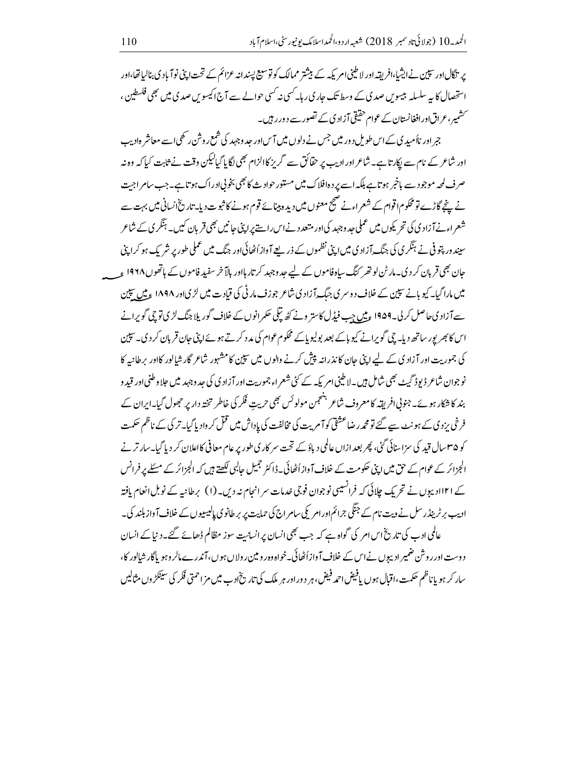پرتگال اور سپین نے ایشیا، افریقہ اور لاطینی امریکہ کے بیشتر ممالک کو توسیع پسندانہ عزائم کے تحت اپنی نوآبادی بنالیا تھا، اور استحصال کا یہ سلسلہ بیسویں صدی کے وسط تک جاری رہا۔ کسی نہ کسی حوالے سے آج اکیسویں صدی میں بھی فلسطین، کشمیر، عراق اور افغانستان کے عوام حقیقی آزادی کے تصور سے دور رہیں۔

جبر اور ناامیدی کے اس طویل دور میں جس نے دلوں میں آس اور جدوجہد کی شمع روشن رکھی اسے معاشرہ ادیب اور شاعر کے نام سے پکارتا ہے۔ شاعر اور ادیب پر حقائق سے گریز کا الزام بھی لگایا گیا لیکن وقت نے ثابت کیا کہ وہ نہ صرف لمحہ موجود سے باخبر ہوتا ہے بلکہ اسے پردہ افلاک میں مستور حوادث کا بھی بخوبی ادراک ہوتا ہے۔ جب سامراجیت نے پنجے گاڑے تو محکوم اقوام کے شعراء نے صحیح معنوں میں دیدہ بینائے قوم ہونے کا ثبوت دیا۔ تاریخ انسانی میں بہت سے شعراء نے آزادی کی تحریکوں میں عملی جدوجہد کی اور متعدد نے اس راستے پر اپنی جانیں بھی قربان کیں۔ ہنگری کے شاعر سینڈور پتوفی نے ہنگری کی جنگ آزادی میں اپنی نظموں کے ذریعے آواز اُٹھائی اور جنگ میں عملی طور پر شریک ہو کر اپنی جان بھی قربان کر دی۔ مارٹن لوتھر کنگ سیاہ فاموں کے لیے جدوجہد کرتا رہا اور بالآخر سفید فاموں کے ہاتھوں ۱۹۶۸ء میں مارا گیا۔ کیوبا نے سپین کے خلاف دوسری جنگ آزادی شاعر جوزف مارٹی کی قیادت میں لڑی اور ۱۸۹۸ء میں سپین سے آزادی حاصل کر لی۔ ۱۹۵۹ء میں جب فیڈل کاسترو نے کٹھ پتلی حکمرانوں کے خلاف گوریلا جنگ لڑی تو چی گویرا نے اس کا بھرپور ساتھ دیا۔ چی گویرا نے کیوبا کے بعد بولیویا کے محکوم عوام کی مدد کرتے ہوئے اپنی جان قربان کر دی۔ سپین کی جمہوریت اور آزادی کے لیے اپنی جان کا نذرانہ پیش کرنے والوں میں سپین کا مشہور شاعر گارشیالورکا اور برطانیہ کا نوجوان شاعر ڈیوڈ گیسٹ بھی شامل ہیں۔ لاطینی امریکہ کے کئی شعراء جمہوریت اور آزادی کی جدوجہد میں جلاوطنی اور قید و بند کا شکار ہوئے۔ جنوبی افریقہ کا معروف شاعر بنجمن مولوئس بھی حریتِ فکر کی خاطر تختہ دار پر جھول گیا۔ ایران کے فرخی یزدی کے ہونٹ سیے گئے تو محمد رضا عشقی کو آمریت کی مخالفت کی پاداش میں قتل کروا دیا گیا۔ ترکی کے ناظم حکمت کو ۳۵ سال قید کی سزا سنائی گئی، پھر بعد ازاں عالمی دباؤ کے تحت سرکاری طور پر عام معافی کا اعلان کر دیا گیا۔ سارتر نے الجزائر کے عوام کے حق میں اپنی حکومت کے خلاف آواز اُٹھائی۔ ڈاکٹر جمیل جالبی لکھتے ہیں کہ الجزائر کے مسئلے پر فرانس کے ۱۲۱ ادیبوں نے تحریک چلائی کہ فرانسیسی نوجوان فوجی خدمات سرانجام نہ دیں۔ (۱) برطانیہ کے نوبل انعام یافتہ ادیب برٹرینڈرسل نے ویت نام کے جنگی جرائم اور امریکی سامراج کی حمایت پر برطانوی پالیسیوں کے خلاف آواز بلند کی۔

عالمی ادب کی تاریخ اس امر کی گواہ ہے کہ جب بھی انسان پر انسانیت سوز مظالم ڈھائے گئے۔ دنیا کے انسان دوست اور روشن ضمیر ادیبوں نے اس کے خلاف آواز اُٹھائی۔ خواہ وہ رومین رولاں ہوں، آندرے مالرو ہو یا گارشیالورکا، سارتر ہو یا ناظم حکمت، اقبال ہوں یا فیض احمد فیض، ہر دور اور ہر ملک کی تاریخ ادب میں مزاحمتی فکر کی سینکڑوں مثالیں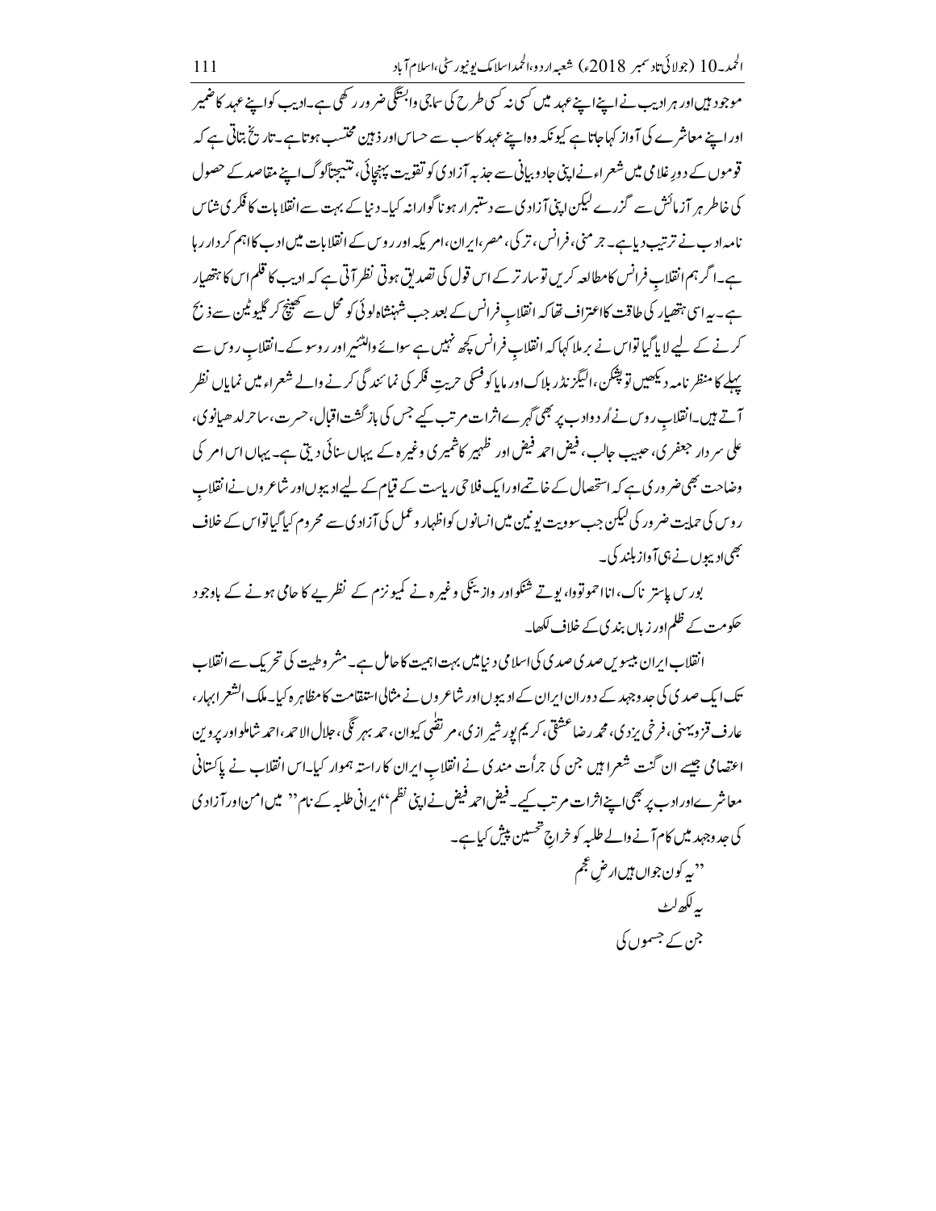موجود ہیں اور ہر ادیب نے اپنے اپنے عہد میں کسی نہ کسی طرح کی سماجی وابستگی ضرور رکھی ہے۔ادیب کو اپنے عہد کا ضمیر اور اپنے معاشرے کی آواز کہا جاتا ہے کیونکہ وہ اپنے عہد کا سب سے حساس اور ذہین محتسب ہوتا ہے۔تاریخ بتاتی ہے کہ قوموں کے دورِ غلامی میں شعراء نے اپنی جادو بیانی سے جذبہ آزادی کو تقویت پہنچائی، نتیجتاً لوگ اپنے مقاصد کے حصول کی خاطر ہر آزمائش سے گزرے لیکن اپنی آزادی سے دستبردار ہونا گوارانہ کیا۔دنیا کے بہت سے انقلابات کا فکری شناس نامہ ادب نے ترتیب دیا ہے۔جرمنی، فرانس، ترکی، مصر، ایران، امریکہ اور روس کے انقلابات میں ادب کا اہم کردار رہا ہے۔اگر ہم انقلابِ فرانس کا مطالعہ کریں تو سارتر کے اس قول کی تصدیق ہوتی نظر آتی ہے کہ ادیب کا قلم اس کا ہتھیار ہے۔یہ اسی ہتھیار کی طاقت کا اعتراف تھا کہ انقلابِ فرانس کے بعد جب شہنشاہ لوئی کو محل سے کھینچ کر گلیوٹین سے ذبح کرنے کے لیے لایا گیا تو اس نے برملا کہا کہ انقلابِ فرانس کچھ نہیں ہے سوائے والٹیئر اور روسو کے۔انقلابِ روس سے پہلے کا منظر نامہ دیکھیں تو پشکن، الیگزنڈر بلاک اور مایا کوفسکی حریتِ فکر کی نمائندگی کرنے والے شعراء میں نمایاں نظر آتے ہیں۔انقلابِ روس نے اردو ادب پر بھی گہرے اثرات مرتب کیے جس کی بازگشت اقبال، حسرت، ساحر لدھیانوی، علی سردار جعفری، حبیب جالب، فیض احمد فیض اور ظہیر کاشمیری وغیرہ کے یہاں سنائی دیتی ہے۔یہاں اس امر کی وضاحت بھی ضروری ہے کہ استحصال کے خاتمے اور ایک فلاحی ریاست کے قیام کے لیے ادیبوں اور شاعروں نے انقلابِ روس کی حمایت ضرور کی لیکن جب سوویت یونین میں انسانوں کو اظہار و عمل کی آزادی سے محروم کیا گیا تو اس کے خلاف بھی ادیبوں نے ہی آواز بلند کی۔

بورس پاسترناک، انا اخموتووا، یوتے شنکو اور وازینکی وغیرہ نے کمیونزم کے نظریے کا حامی ہونے کے باوجود حکومت کے ظلم اور زباں بندی کے خلاف لکھا۔

انقلاب ایران بیسویں صدی کی اسلامی دنیا میں بہت اہمیت کا حامل ہے۔مشروطیت کی تحریک سے انقلاب تک ایک صدی کی جدوجہد کے دوران ایران کے ادیبوں اور شاعروں نے مثالی استقامت کا مظاہرہ کیا۔ملک الشعرا بہار، عارف قزوینی، فرخی یزدی، محمد رضا عشقی، کریم پور شیرازی، مرتضٰی کیوان، حمد بہرنگی، جلال الاحمد، احمد شاملو اور پروین اعتصامی جیسے ان گنت شعرا ہیں جن کی جرأت مندی نے انقلابِ ایران کا راستہ ہموار کیا۔اس انقلاب نے پاکستانی معاشرے اور ادب پر بھی اپنے اثرات مرتب کیے۔فیض احمد فیض نے اپنی نظم "ایرانی طلبہ کے نام" میں امن اور آزادی کی جدوجہد میں کام آنے والے طلبہ کو خراجِ تحسین پیش کیا ہے۔

"یہ کون جواں ہیں ارضِ عجم  
یہ لکھ لٹ  
جن کے جسموں کی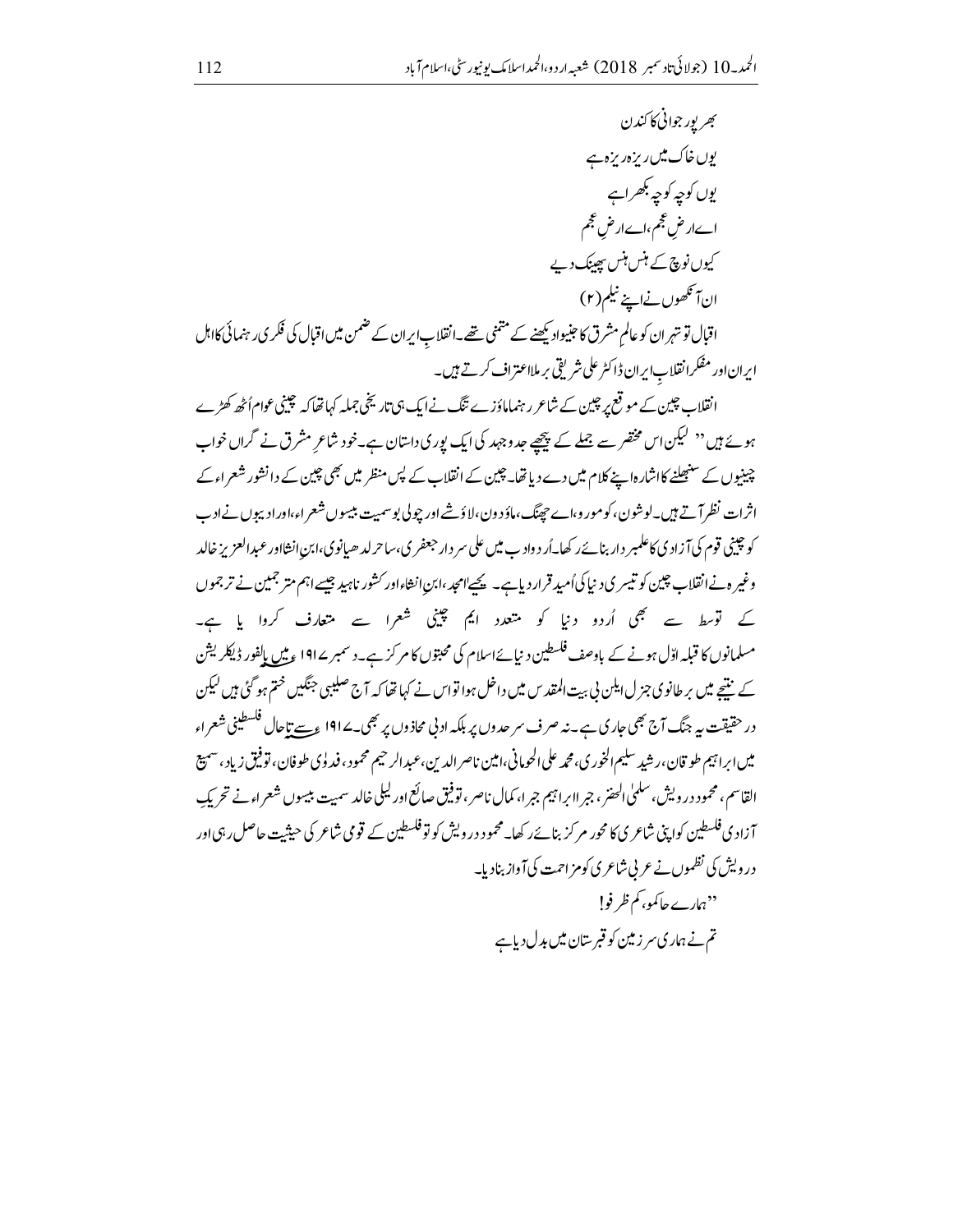بھرپور جوانی کا کندن

یوں خاک میں ریزہ ریزہ ہے

یوں کوچہ کوچہ بکھرا ہے

اے ارضِ عجم، اے ارضِ عجم

کیوں نوچ کے ہنس ہنس پھینک دیے

ان آنکھوں نے اپنے نیلم (۲)

اقبال تو تہران کو عالمِ مشرق کا جنیوا دیکھنے کے متمنی تھے۔ انقلابِ ایران کے ضمن میں اقبال کی فکری رہنمائی کا اہل ایران اور مفکر انقلابِ ایران ڈاکٹر علی شریعتی برملا اعتراف کرتے ہیں۔

انقلابِ چین کے موقع پر چین کے شاعر رہنما ماؤزے تنگ نے ایک ہی تاریخی جملہ کہا تھا کہ چینی عوام اُٹھ کھڑے ہوئے ہیں'' لیکن اس مختصر سے جملے کے پیچھے جدوجہد کی ایک پوری داستان ہے۔ خود شاعرِ مشرق نے گراں خواب چینیوں کے سنبھلنے کا اشارہ اپنے کلام میں دے دیا تھا۔ چین کے انقلاب کے پس منظر میں بھی چین کے دانشور شعراء کے اثرات نظر آتے ہیں۔ لوشون، کومورو، اے چھنگ، ماؤدون، لاؤشے اور چولی بو سمیت بیسوں شعراء، اور ادیبوں نے ادب کو چینی قوم کی آزادی کا علمبردار بنائے رکھا۔ اُردو ادب میں علی سردار جعفری، ساحر لدھیانوی، ابنِ انشا اور عبدالعزیز خالد وغیرہ نے انقلاب چین کو تیسری دنیا کی اُمید قرار دیا ہے۔ یحییٰ امجد، ابنِ انشاء اور کشور ناہید جیسے اہم مترجمین نے ترجموں کے توسط سے بھی اُردو دنیا کو متعدد اہم چینی شعرا سے متعارف کروا یا ہے۔ مسلمانوں کا قبلہ اوّل ہونے کے باوصف فلسطین دنیائے اسلام کی محبتوں کا مرکز ہے۔ دسمبر ۱۹۱۷ء میں بالفور ڈیکلریشن کے نتیجے میں برطانوی جنرل ایلن بی بیت المقدس میں داخل ہوا تو اس نے کہا تھا کہ آج صلیبی جنگیں ختم ہو گئی ہیں لیکن درحقیقت یہ جنگ آج بھی جاری ہے۔ نہ صرف سرحدوں پر بلکہ ادبی محاذوں پر بھی۔ ۱۹۱۷ء سے تاحال فلسطینی شعراء میں ابراہیم طوقان، رشید سلیم الخوری، محمد علی الحومانی، امین ناصر الدین، عبدالرحیم محمود، فدویٰ طوفان، توفیق زیاد، سمیع القاسم، محمود درویش، سلمیٰ الخضر، جبرا ابراہیم جبرا، کمال ناصر، توفیق صائغ اور لیلیٰ خالد سمیت بیسوں شعراء نے تحریکِ آزادی فلسطین کو اپنی شاعری کا محور مرکز بنائے رکھا۔ محمود درویش کو تو فلسطین کے قومی شاعر کی حیثیت حاصل رہی اور درویش کی نظموں نے عربی شاعری کو مزاحمت کی آواز بنا دیا۔

''ہمارے حاکمو، کم ظرفو!

تم نے ہماری سرزمین کو قبرستان میں بدل دیا ہے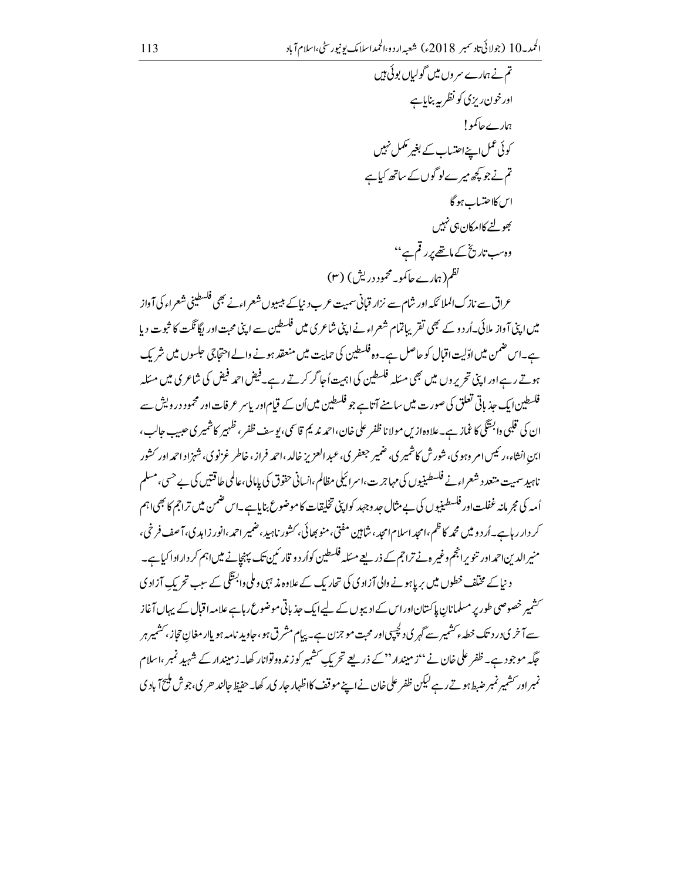تم نے ہمارے سروں میں گولیاں بوئی ہیں

اور خون ریزی کو نظریہ بنایا ہے

ہمارے حاکمو!

کوئی عمل اپنے احتساب کے بغیر مکمل نہیں

تم نے جو کچھ میرے لوگوں کے ساتھ کیا ہے

اس کا احتساب ہو گا

بھولنے کا امکان ہی نہیں

وہ سب تاریخ کے ماتھے پر رقم ہے''

نظم (ہمارے حاکمو۔ محمود درویش) (۳)

عراق سے نازک الملائکہ اور شام سے نزار قبانی سمیت عرب دنیا کے بیسیوں شعراء نے بھی فلسطینی شعراء کی آواز میں اپنی آواز ملائی۔ اُردو کے بھی تقریباً تمام شعراء نے اپنی شاعری میں فلسطین سے اپنی محبت اور یگانگت کا ثبوت دیا ہے۔ اس ضمن میں اوّلیت اقبال کو حاصل ہے۔ وہ فلسطین کی حمایت میں منعقد ہونے والے احتجاجی جلسوں میں شریک ہوتے رہے اور اپنی تحریروں میں بھی مسئلہ فلسطین کی اہمیت اُجاگر کرتے رہے۔ فیض احمد فیض کی شاعری میں مسئلہ فلسطین ایک جذباتی تعلق کی صورت میں سامنے آتا ہے جو فلسطین میں اُن کے قیام اور یاسر عرفات اور محمود درویش سے ان کی قلبی وابستگی کا غماز ہے۔ علاوہ ازیں مولانا ظفر علی خان، احمد ندیم قاسمی، یوسف ظفر، ظہیر کاشمیری حبیب جالب، ابنِ انشاء، رئیس امروہوی، شورش کاشمیری، ضمیر جعفری، عبد العزیز خالد، احمد فراز، خاطر غزنوی، شہزاد احمد اور کشور ناہید سمیت متعدد شعراء نے فلسطینیوں کی مہاجرت، اسرائیلی مظالم، انسانی حقوق کی پامالی، عالمی طاقتیں کی بے حسی، مسلم اُمہ کی مجرمانہ غفلت اور فلسطینیوں کی بے مثال جدوجہد کو اپنی تخلیقات کا موضوع بنایا ہے۔ اس ضمن میں تراجم کا بھی اہم کردار رہا ہے۔ اُردو میں محمد کاظم، امجد اسلام امجد، شاہین مفتی، منو بھائی، کشور ناہید، ضمیر احمد، انور زاہدی، آصف فرخی، منیر الدین احمد اور تنویر انجم وغیرہ نے تراجم کے ذریعے مسئلہ فلسطین کو اُردو قارئین تک پہنچانے میں اہم کردار ادا کیا ہے۔

دنیا کے مختلف خطوں میں برپا ہونے والی آزادی کی تحاریک کے علاوہ مذہبی و ملی وابستگی کے سبب تحریکِ آزادی کشمیر خصوصی طور پر مسلمانانِ پاکستان اور اس کے ادیبوں کے لیے ایک جذباتی موضوع رہا ہے علامہ اقبال کے یہاں آغاز سے آخری دور تک خطہ کشمیر سے گہری دلچسپی اور محبت موجزن ہے۔ پیام مشرق ہو، جاوید نامہ ہو یا ارمغانِ حجاز، کشمیر ہر جگہ موجود ہے۔ ظفر علی خان نے ''زمیندار'' کے ذریعے تحریکِ کشمیر کو زندہ و توانا رکھا۔ زمیندار کے شہید نمبر، اسلام نمبر اور کشمیر نمبر ضبط ہوتے رہے لیکن ظفر علی خان نے اپنے موقف کا اظہار جاری رکھا۔ حفیظ جالندھری، جوش ملیح آبادی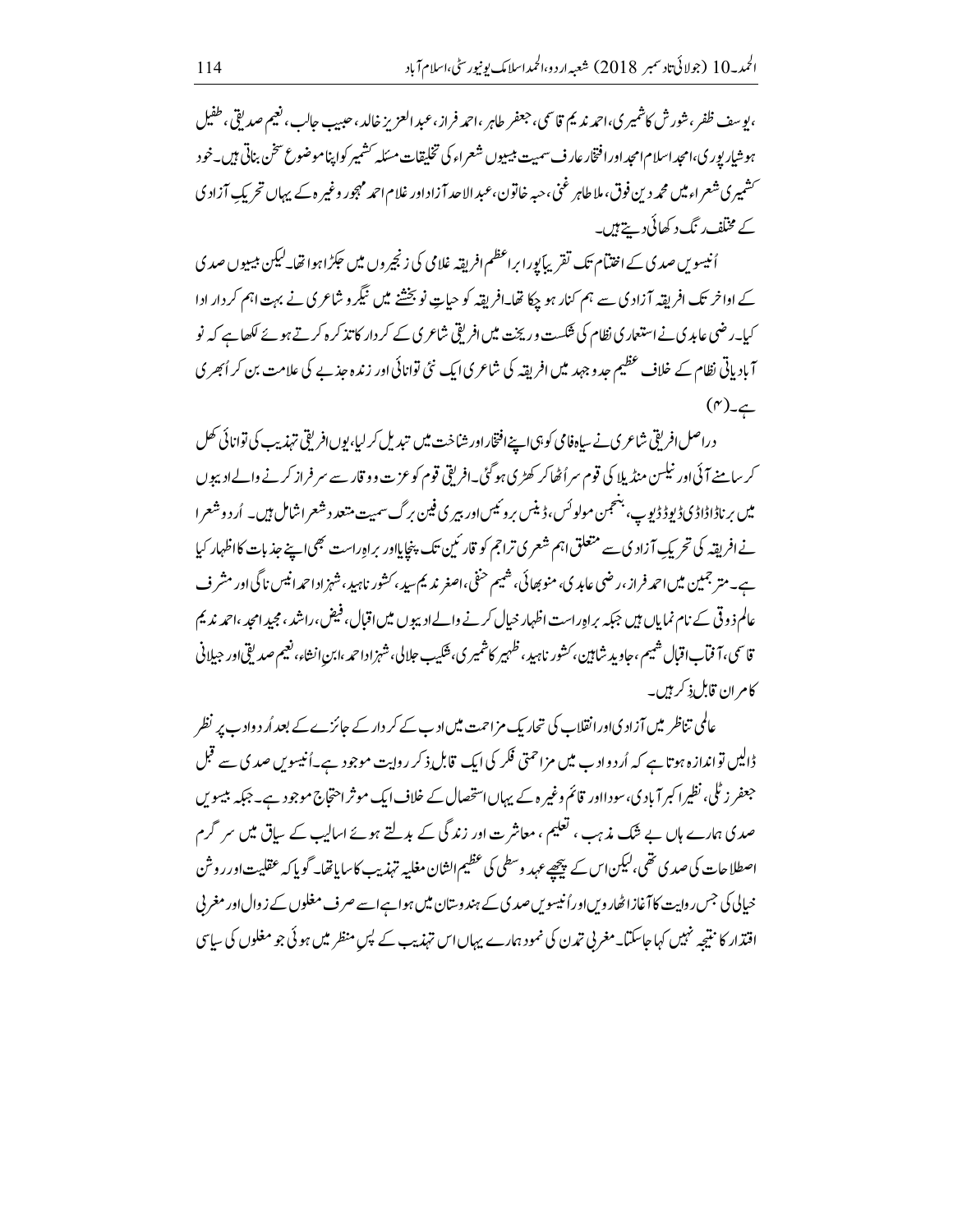،یوسف ظفر، شورش کاشمیری، احمد ندیم قاسمی، جعفر طاہر، احمد فراز، عبدالعزیز خالد، حبیب جالب، نعیم صدیقی، طفیل ہوشیارپوری، امجد اسلام امجد اور افتخار عارف سمیت بیسیوں شعراء کی تخلیقات مسئلہ کشمیر کو اپنا موضوع سخن بناتی ہیں۔ خود کشمیری شعراء میں محمد دین فوق، ملا طاہر غنی، حبہ خاتون، عبدالاحد آزاد اور غلام احمد مہجور وغیرہ کے یہاں تحریکِ آزادی کے مختلف رنگ دکھائی دیتے ہیں۔

اُنیسویں صدی کے اختتام تک تقریباً پورا براعظم افریقہ غلامی کی زنجیروں میں جکڑا ہوا تھا۔ لیکن بیسویں صدی کے اواخر تک افریقہ آزادی سے ہم کنار ہو چکا تھا۔ افریقہ کو حیاتِ نو بخشنے میں نثر و شاعری نے بہت اہم کردار ادا کیا۔ رضی عابدی نے استعماری نظام کی شکست و ریخت میں افریقی شاعری کے کردار کا تذکرہ کرتے ہوئے لکھا ہے کہ نو آبادیاتی نظام کے خلاف عظیم جدوجہد میں افریقہ کی شاعری ایک نئی توانائی اور زندہ جذبے کی علامت بن کر اُبھری ہے۔(۴)

دراصل افریقی شاعری نے سیاہ فامی کو ہی اپنے افتخار اور شناخت میں تبدیل کر لیا، یوں افریقی تہذیب کی توانائی کھل کر سامنے آئی اور نیلسن منڈیلا کی قوم سر اُٹھا کر کھڑی ہو گئی۔ افریقی قوم کو عزت و وقار سے سرفراز کرنے والے ادیبوں میں برناڈاڈاڈی ڈیوڈ ڈیوپ، بنجمن مولوئس، ڈینس بروئیس اور بیری فین برگ سمیت متعدد شعرا شامل ہیں۔ اُردو شعرا نے افریقہ کی تحریکِ آزادی سے متعلق اہم شعری تراجم کو قارئین تک پہنچایا اور براہِ راست بھی اپنے جذبات کا اظہار کیا ہے۔ مترجمین میں احمد فراز، رضی عابدی، منو بھائی، شمیم حنفی، اصغر ندیم سید، کشور ناہید، شہزاد احمد انیس ناگی اور مشرف عالم ذوقی کے نام نمایاں ہیں جبکہ براہِ راست اظہار خیال کرنے والے ادیبوں میں اقبال، فیض، راشد، مجید امجد، احمد ندیم قاسمی، آفتاب اقبال شمیم، جاوید شاہین، کشور ناہید، ظہیر کاشمیری، شکیب جلالی، شہزاد احمد، ابنِ انشاء، نعیم صدیقی اور جیلانی کامران قابلِ ذکر ہیں۔

عالمی تناظر میں آزادی اور انقلاب کی تحاریکِ مزاحمت میں ادب کے کردار کے جائزے کے بعد اُردو ادب پر نظر ڈالیں تو اندازہ ہوتا ہے کہ اُردو ادب میں مزاحمتی فکر کی ایک قابلِ ذکر روایت موجود ہے۔ اُنیسویں صدی سے قبل جعفر زٹلی، نظیر اکبر آبادی، سودا اور قائم وغیرہ کے یہاں استحصال کے خلاف ایک موثر احتجاج موجود ہے۔ جبکہ بیسویں صدی ہمارے ہاں بے شک مذہب، تعلیم، معاشرت اور زندگی کے بدلتے ہوئے اسالیب کے سیاق میں سرگرم اصطلاحات کی صدی تھی، لیکن اس کے پیچھے عہدِ وسطیٰ کی عظیم الشان مغلیہ تہذیب کا سایا تھا۔ گویا کہ عقلیت اور روشن خیالی کی جس روایت کا آغاز اٹھارویں اور اُنیسویں صدی کے ہندوستان میں ہوا ہے اسے صرف مغلوں کے زوال اور مغربی اقتدار کا نتیجہ نہیں کہا جا سکتا۔ مغربی تمدن کی نمود ہمارے یہاں اس تہذیب کے پسِ منظر میں ہوئی جو مغلوں کی سیاسی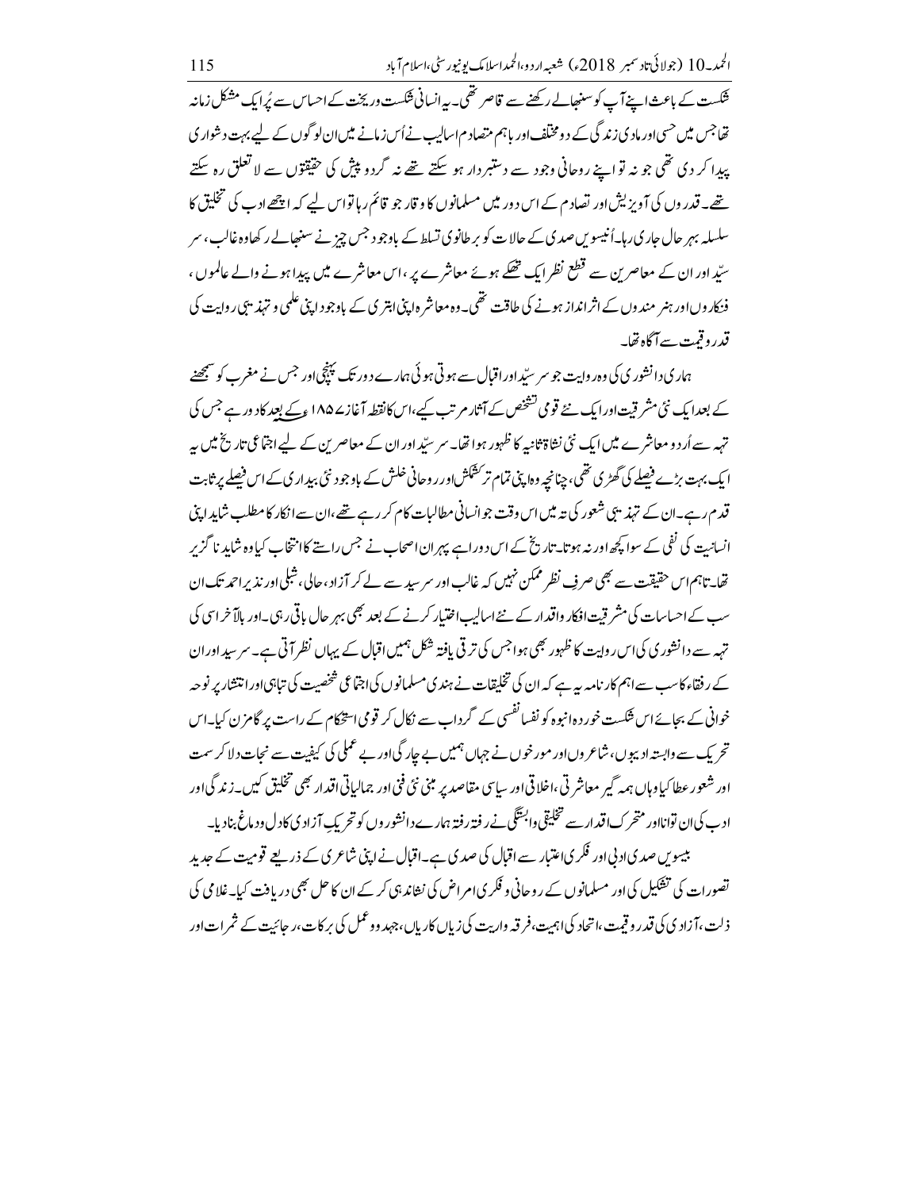شکست کے باعث اپنے آپ کو سنبھالے رکھنے سے قاصر تھی۔ یہ انسانی شکست وریخت کے احساس سے پُر ایک مشکل زمانہ تھا جس میں حسی اور مادی زندگی کے دو مختلف اور باہم متصادم اسالیب نے اُس زمانے میں ان لوگوں کے لیے بہت دشواری پیدا کر دی تھی جو نہ تو اپنے روحانی وجود سے دستبردار ہو سکتے تھے نہ گردو پیش کی حقیقتوں سے لا تعلق رہ سکتے تھے۔ قدروں کی آویزیش اور تصادم کے اس دور میں مسلمانوں کا وقار جو قائم رہا تو اس لیے کہ اچھے ادب کی تخلیق کا سلسلہ بہر حال جاری رہا۔ اُنیسویں صدی کے حالات کو برطانوی تسلط کے باوجود جس چیز نے سنبھالے رکھا وہ غالب، سرسیّد اور ان کے معاصرین سے قطع نظر ایک تھکے ہوئے معاشرے پر، اس معاشرے میں پیدا ہونے والے عالموں، فنکاروں اور ہنر مندوں کے اثر انداز ہونے کی طاقت تھی۔ وہ معاشرہ اپنی ابتری کے باوجود اپنی علمی و تہذیبی روایت کی قدر و قیمت سے آگاہ تھا۔

ہماری دانشوری کی وہ روایت جو سرسیّد اور اقبال سے ہوتی ہوئی ہمارے دور تک پہنچی اور جس نے مغرب کو سمجھنے کے بعد ایک نئی مشرقیت اور ایک نئے قومی تشخص کے آثار مرتب کیے، اس کا نقطہ آغاز ۱۸۵۷ء کے بعد کا دور ہے جس کی تہہ سے اُردو معاشرے میں ایک نئی نشاۃ ثانیہ کا ظہور ہوا تھا۔ سرسیّد اور ان کے معاصرین کے لیے اجتماعی تاریخ میں یہ ایک بہت بڑے فیصلے کی گھڑی تھی، چنانچہ وہ اپنی تمام تر کشمکش اور روحانی خلش کے باوجود نئی بیداری کے اس فیصلے پر ثابت قدم رہے۔ ان کے تہذیبی شعور کی تہہ میں اس وقت جو انسانی مطالبات کام کر رہے تھے، ان سے انکار کا مطلب شاید اپنی انسانیت کی نفی کے سوا کچھ اور نہ ہوتا۔ تاریخ کے اس دوراہے پر ان اصحاب نے جس راستے کا انتخاب کیا وہ شاید ناگزیر تھا۔ تاہم اس حقیقت سے بھی صرفِ نظر ممکن نہیں کہ غالب اور سرسید سے لے کر آزاد، حالی، شبلی اور نذیر احمد تک ان سب کے احساسات کی مشرقیت افکار و اقدار کے نئے اسالیب اختیار کرنے کے بعد بھی بہر حال باقی رہی۔ اور بالآخر اسی کی تہہ سے دانشوری کی اس روایت کا ظہور بھی ہوا جس کی ترقی یافتہ شکل ہمیں اقبال کے یہاں نظر آتی ہے۔ سرسید اور ان کے رفقاء کا سب سے اہم کارنامہ یہ ہے کہ ان کی تخلیقات نے ہندی مسلمانوں کی اجتماعی شخصیت کی تباہی اور انتشار پر نوحہ خوانی کے بجائے اس شکست خوردہ انبوہ کو نفسا نفسی کے گرداب سے نکال کر قومی استحکام کے راستے پر گامزن کیا۔ اس تحریک سے وابستہ ادیبوں، شاعروں اور مورخوں نے جہاں ہمیں بے چارگی اور بے عملی کی کیفیت سے نجات دلا کر سمت اور شعور عطا کیا وہاں ہمہ گیر معاشرتی، اخلاقی اور سیاسی مقاصد پر مبنی نئی فنی اور جمالیاتی اقدار بھی تخلیق کیں۔ زندگی اور ادب کی ان توانا اور متحرک اقدار سے تخلیقی وابستگی نے رفتہ رفتہ ہمارے دانشوروں کو تحریکِ آزادی کا دل و دماغ بنا دیا۔

بیسویں صدی ادبی اور فکری اعتبار سے اقبال کی صدی ہے۔ اقبال نے اپنی شاعری کے ذریعے قومیت کے جدید تصورات کی تشکیل کی اور مسلمانوں کے روحانی و فکری امراض کی نشاندہی کر کے ان کا حل بھی دریافت کیا۔ غلامی کی ذلت، آزادی کی قدر و قیمت، اتحاد کی اہمیت، فرقہ واریت کی زیاں کاریاں، جہد و عمل کی برکات، رجائیت کے ثمرات اور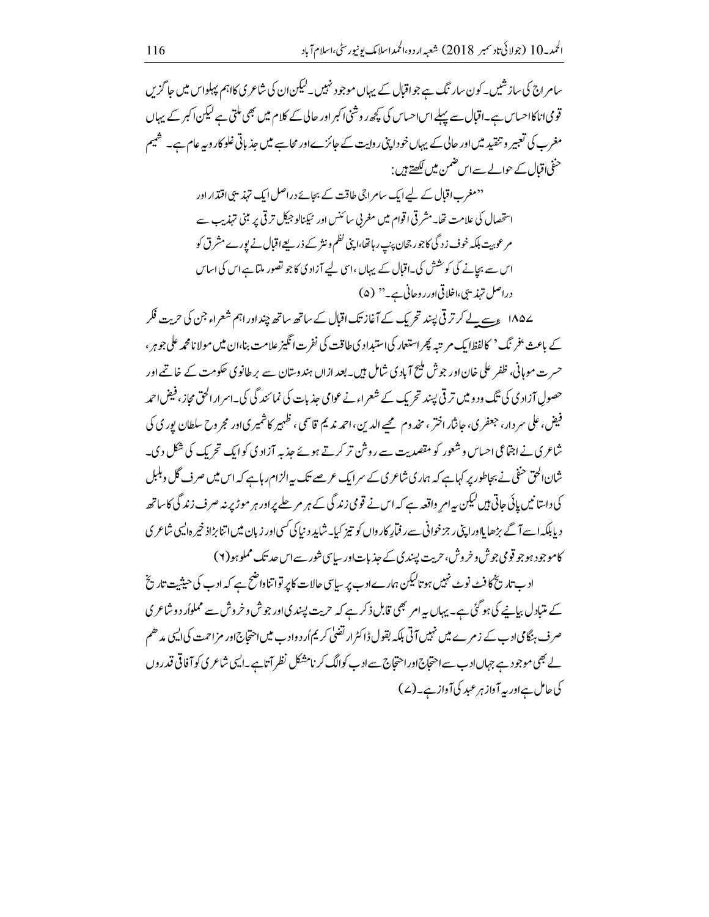سامراج کی سازشیں۔ کون سارنگ ہے جو اقبال کے یہاں موجود نہیں۔ لیکن ان کی شاعری کا اہم پہلو اس میں جا گزیں قومی انا کا احساس ہے۔ اقبال سے پہلے اس احساس کی کچھ روشنی اکبر اور حالی کے کلام میں بھی ملتی ہے لیکن اکبر کے یہاں مغرب کی تعبیر و تنقید میں اور حالی کے یہاں خود اپنی روایت کے جائزے اور محاسبے میں جذباتی غلو کارویہ عام ہے۔ شمیم حنفی اقبال کے حوالے سے اس ضمن میں لکھتے ہیں:

> "مغرب اقبال کے لیے ایک سامراجی طاقت کے بجائے دراصل ایک تہذیبی اقتدار اور استحصال کی علامت تھا۔ مشرقی اقوام میں مغربی سائنس اور ٹیکنالوجیکل ترقی پر مبنی تہذیب سے مرعوبیت بلکہ خوف زدگی کا جو رجحان پنپ رہا تھا، اپنی نظم و نثر کے ذریعے اقبال نے پورے مشرق کو اس سے بچانے کی کوشش کی۔ اقبال کے یہاں، اسی لیے آزادی کا جو تصور ملتا ہے اس کی اساس دراصل تہذیبی، اخلاقی اور روحانی ہے۔" (۵)

۱۸۵۷ء سے لے کر ترقی پسند تحریک کے آغاز تک اقبال کے ساتھ ساتھ چند اور اہم شعراء جن کی حریت فکر کے باعث 'فرنگ' کا لفظ ایک مرتبہ پھر استعمار کی استبدادی طاقت کی نفرت انگیز علامت بنا، ان میں مولانا محمد علی جوہر، حسرت موہانی، ظفر علی خان اور جوش ملیح آبادی شامل ہیں۔ بعد ازاں ہندوستان سے برطانوی حکومت کے خاتمے اور حصولِ آزادی کی تگ و دو میں ترقی پسند تحریک کے شعراء نے عوامی جذبات کی نمائندگی کی۔ اسرار الحق مجاز، فیض احمد فیض، علی سردار، جعفری، جانثار اختر، مخدوم محیے الدین، احمد ندیم قاسمی، ظہیر کاشمیری اور مجروح سلطان پوری کی شاعری نے اجتماعی احساس و شعور کو مقصدیت سے روشن تر کرتے ہوئے جذبہ آزادی کو ایک تحریک کی شکل دی۔ شان الحق حقی نے بجا طور پر کہا ہے کہ ہماری شاعری کے سر ایک عرصے تک یہ الزام رہا ہے کہ اس میں صرف گل و بلبل کی داستانیں پائی جاتی ہیں لیکن یہ امر واقعہ ہے کہ اس نے قومی زندگی کے ہر مرحلے پر اور ہر موڑ پر نہ صرف زندگی کا ساتھ دیا بلکہ اسے آگے بڑھایا اور اپنی رجز خوانی سے رفتارِ کارواں کو تیز کیا۔ شاید دنیا کی کسی اور زبان میں اتنا بڑا ذخیرہ ایسی شاعری کا موجود ہو جو قومی جوش و خروش، حریت پسندی کے جذبات اور سیاسی شور سے اس حد تک مملو ہو(۶)

ادب تاریخ کا فٹ نوٹ نہیں ہوتا لیکن ہمارے ادب پر سیاسی حالات کا پر تو اتنا واضح ہے کہ ادب کی حیثیت تاریخ کے متبادل بیانیے کی ہو گئی ہے۔ یہاں یہ امر بھی قابل ذکر ہے کہ حریت پسندی اور جوش و خروش سے مملو اردو شاعری صرف ہنگامی ادب کے زمرے میں نہیں آتی بلکہ بقول ڈاکٹر ارتضیٰ کریم اُردو ادب میں احتجاج اور مزاحمت کی ایسی مدھم لے بھی موجود ہے جہاں ادب سے احتجاج اور احتجاج سے ادب کو الگ کرنا مشکل نظر آتا ہے۔ ایسی شاعری کو آفاقی قدروں کی حامل ہے اور یہ آواز ہر عہد کی آواز ہے۔(۷)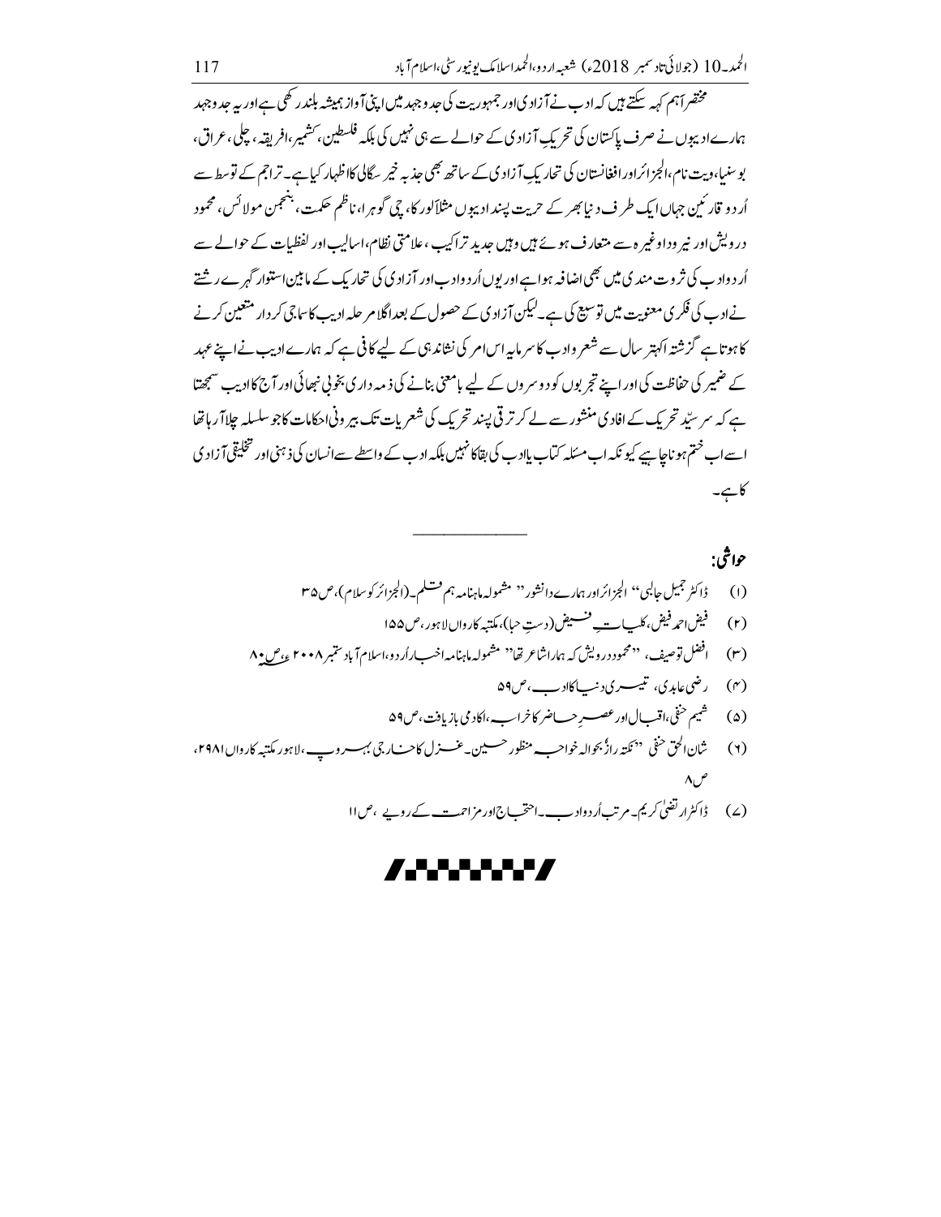مختصراً ہم کہہ سکتے ہیں کہ ادب نے آزادی اور جمہوریت کی جدوجہد میں اپنی آواز ہمیشہ بلند رکھی ہے اور یہ جدوجہد ہمارے ادیبوں نے صرف پاکستان کی تحریکِ آزادی کے حوالے سے ہی نہیں کی بلکہ فلسطین، کشمیر، افریقہ، چلی، عراق، بوسنیا، ویت نام، الجزائر اور افغانستان کی تحاریکِ آزادی کے ساتھ بھی جذبہ خیر سگالی کا اظہار کیا ہے۔ تراجم کے توسط سے اُردو قارئین جہاں ایک طرف دنیا بھر کے حریت پسند ادیبوں مثلاً لورکا، چی گوہرا، ناظم حکمت، بنجمن مولائس، محمود درویش اور نیرودا وغیرہ سے متعارف ہوئے ہیں وہیں جدید تراکیب، علامتی نظام، اسالیب اور لفظیات کے حوالے سے اُردو ادب کی ثروت مندی میں بھی اضافہ ہوا ہے اور یوں اُردو ادب اور آزادی کی تحاریک کے مابین استوار گہرے رشتے نے ادب کی فکری معنویت میں توسیع کی ہے۔ لیکن آزادی کے حصول کے بعد اگلا مرحلہ ادیب کا سماجی کردار متعین کرنے کا ہوتا ہے گزشتہ اکہتر سال سے شعر و ادب کا سرمایہ اس امر کی نشاندہی کے لیے کافی ہے کہ ہمارے ادیب نے اپنے عہد کے ضمیر کی حفاظت کی اور اپنے تجربوں کو دوسروں کے لیے بامعنی بنانے کی ذمہ داری بخوبی نبھائی اور آج کا ادیب سمجھتا ہے کہ سر سیّد تحریک کے افادی منشور سے لے کر ترقی پسند تحریک کی شعریات تک بیرونی احکامات کا جو سلسلہ چلا آ رہا تھا اسے اب ختم ہونا چاہیے کیونکہ اب مسئلہ کتاب یا ادب کی بقا کا نہیں بلکہ ادب کے واسطے سے انسان کی ذہنی اور تخلیقی آزادی کا ہے۔

---

**حواشی:**

(۱) ڈاکٹر جمیل جالبی "الجزائر اور ہمارے دانشور" مشمولہ ماہنامہ ہم قلم۔ (الجزائر کو سلام)، ص ۳۵

(۲) فیض احمد فیض، کلیاتِ فیض (دستِ صبا)، مکتبہ کارواں لاہور، ص ۱۵۵

(۳) افضل توصیف، "محمود درویش کہ ہمارا شاعر تھا" مشمولہ ماہنامہ اخبارِ اُردو، اسلام آباد ستمبر ۲۰۰۸ء ص ۸۰

(۴) رضی عابدی، تیسری دنیا کا ادب، ص ۵۹

(۵) شمیم حنفی، اقبال اور عصرِ حاضر کا خرابہ، اکادمی بازیافت، ص ۵۹

(۶) شان الحق حقی "نکتہ راز" بحوالہ خواجہ منظور حسین۔ غزل کا خارجی بہروپ، لاہور مکتبہ کارواں ۱۹۸۲ء، ص ۸

(۷) ڈاکٹر ارتضیٰ کریم۔ مرتب اُردو ادب۔ احتجاج اور مزاحمت کے رویے، ص ۱۱